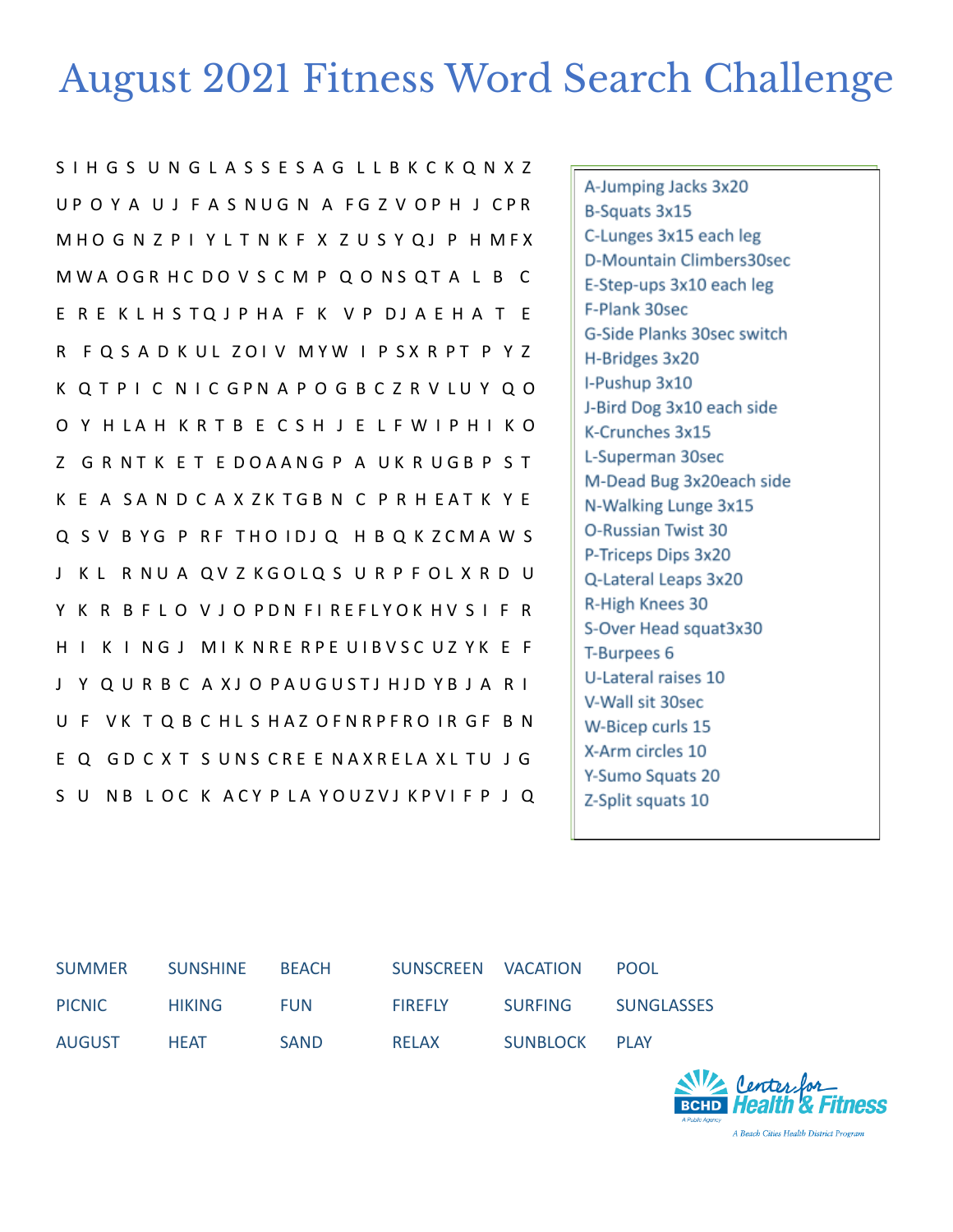# August 2021 Fitness Word Search Challenge

```
S I H G S U N G L A S S E S A G L L B K C K Q N X Z
U P O Y A U J F A S N U G N A F G Z V O P H J C P R
M H O G N Z P I Y L T N K F X Z U S Y Q J P H M F X
M W A O G R H C D O V S C M P Q O N S Q T A L B C
E R E K L H S T Q J P H A F K V P D J A E H A T E
R F Q S A D K U L Z O I V M Y W I P S X R P T P Y Z
K Q T P I C N I C G P N A P O G B C Z R V L U Y Q O
O Y H L A H K R T B E C S H J E L F W I P H I K O
Z G R N T K E T E D O A A N G P A U K R U G B P S T
K E A S A N D C A X Z K T G B N C P R H E A T K Y E
Q S V B Y G P R F T H O I D J Q H B Q K Z C M A W S
J K L R N U A Q V Z K G O L Q S U R P F O L X R D U
Y K R B F L O V J O P D N F I R E F L Y O K H V S I F R
H I K I N G J M I K N R E R P E U I B V S C U Z Y K E F
J Y Q U R B C A X J O P A U G U S T J H J D Y B J A R I
U F V K T Q B C H L S H A Z O F N R P F R O I R G F B N
E Q G D C X T S U N S C R E E N A X R E L A X L T U J G
S U N B L O C K A C Y P L A Y O U Z V J K P V I F P J Q
```

- A-Jumping Jacks 3x20
- B-Squats 3x15
- C-Lunges 3x15 each leg
- D-Mountain Climbers30sec
- E-Step-ups 3x10 each leg
- F-Plank 30sec
- G-Side Planks 30sec switch
- H-Bridges 3x20
- I-Pushup 3x10
- J-Bird Dog 3x10 each side
- K-Crunches 3x15
- L-Superman 30sec
- M-Dead Bug 3x20each side
- N-Walking Lunge 3x15
- O-Russian Twist 30
- P-Triceps Dips 3x20
- Q-Lateral Leaps 3x20
- R-High Knees 30
- S-Over Head squat3x30
- T-Burpees 6
- U-Lateral raises 10
- V-Wall sit 30sec
- W-Bicep curls 15
- X-Arm circles 10
- Y-Sumo Squats 20
- Z-Split squats 10

| | | | | | |
|---|---|---|---|---|---|
| SUMMER | SUNSHINE | BEACH | SUNSCREEN | VACATION | POOL |
| PICNIC | HIKING | FUN | FIREFLY | SURFING | SUNGLASSES |
| AUGUST | HEAT | SAND | RELAX | SUNBLOCK | PLAY |

BCHD Center for Health & Fitness

A Public Agency

A Beach Cities Health District Program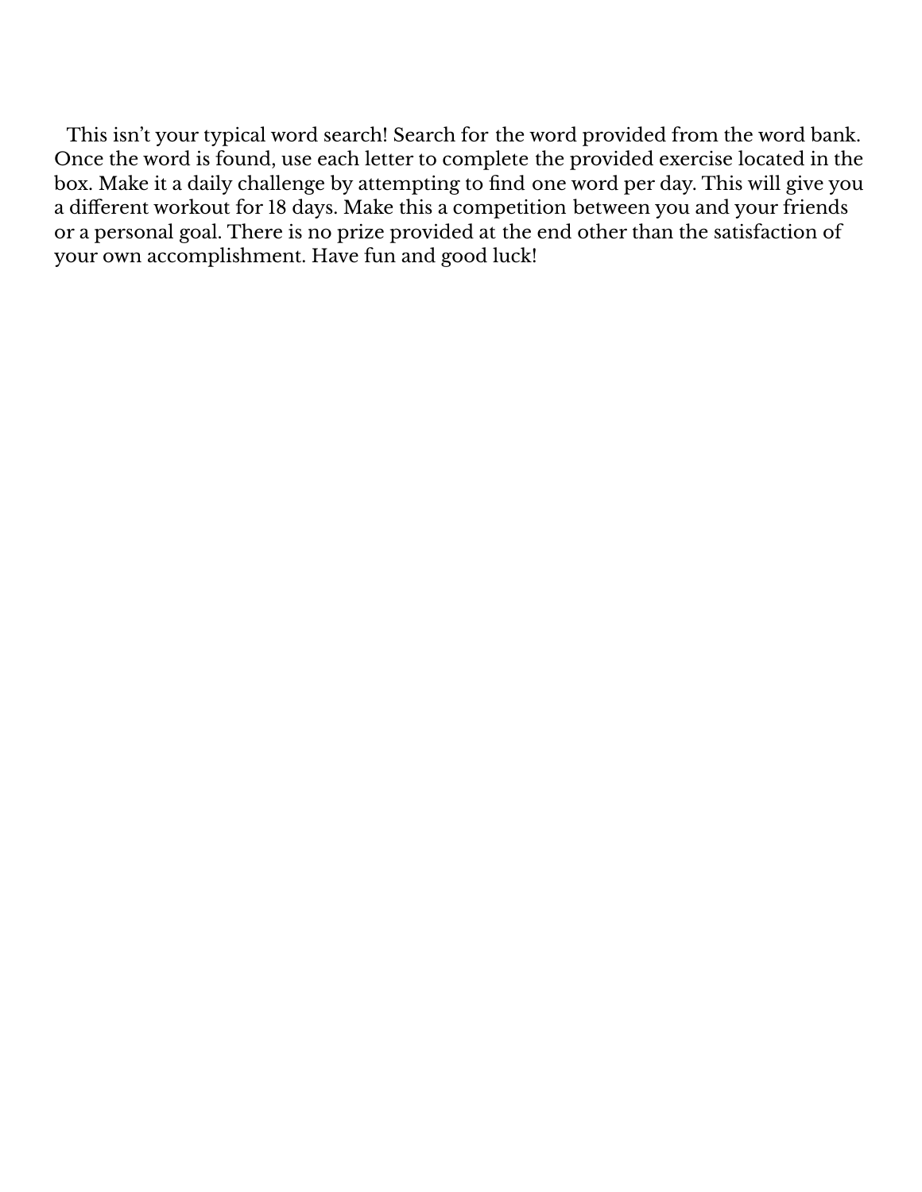This isn't your typical word search! Search for the word provided from the word bank. Once the word is found, use each letter to complete the provided exercise located in the box. Make it a daily challenge by attempting to find one word per day. This will give you a different workout for 18 days. Make this a competition between you and your friends or a personal goal. There is no prize provided at the end other than the satisfaction of your own accomplishment. Have fun and good luck!